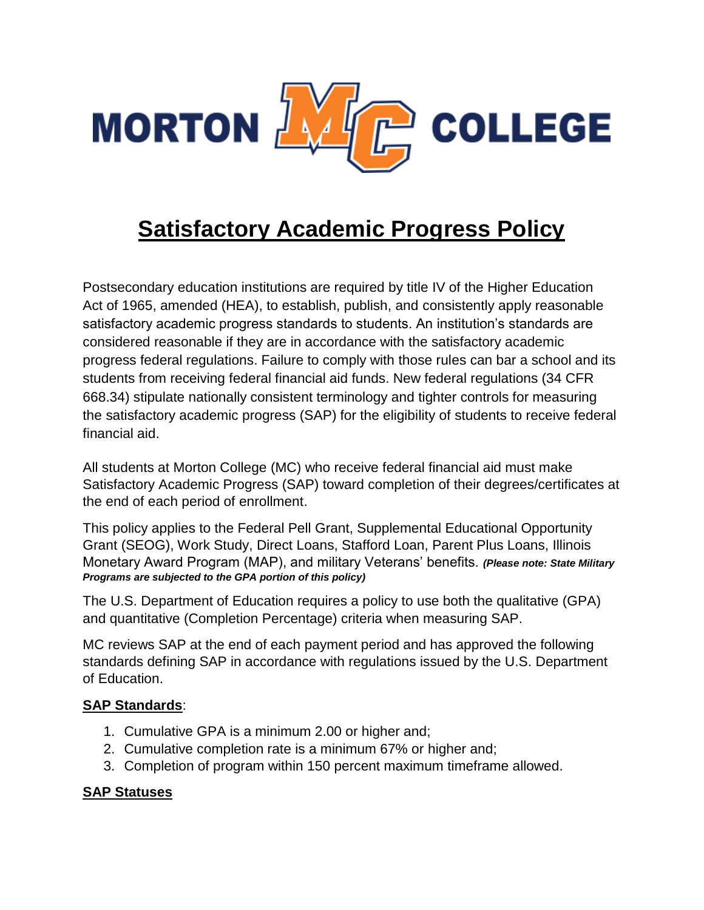MORTON MC COLLEGE

# Satisfactory Academic Progress Policy

Postsecondary education institutions are required by title IV of the Higher Education Act of 1965, amended (HEA), to establish, publish, and consistently apply reasonable satisfactory academic progress standards to students. An institution's standards are considered reasonable if they are in accordance with the satisfactory academic progress federal regulations. Failure to comply with those rules can bar a school and its students from receiving federal financial aid funds. New federal regulations (34 CFR 668.34) stipulate nationally consistent terminology and tighter controls for measuring the satisfactory academic progress (SAP) for the eligibility of students to receive federal financial aid.

All students at Morton College (MC) who receive federal financial aid must make Satisfactory Academic Progress (SAP) toward completion of their degrees/certificates at the end of each period of enrollment.

This policy applies to the Federal Pell Grant, Supplemental Educational Opportunity Grant (SEOG), Work Study, Direct Loans, Stafford Loan, Parent Plus Loans, Illinois Monetary Award Program (MAP), and military Veterans' benefits. ***(Please note: State Military Programs are subjected to the GPA portion of this policy)***

The U.S. Department of Education requires a policy to use both the qualitative (GPA) and quantitative (Completion Percentage) criteria when measuring SAP.

MC reviews SAP at the end of each payment period and has approved the following standards defining SAP in accordance with regulations issued by the U.S. Department of Education.

**SAP Standards**:

1. Cumulative GPA is a minimum 2.00 or higher and;
2. Cumulative completion rate is a minimum 67% or higher and;
3. Completion of program within 150 percent maximum timeframe allowed.

**SAP Statuses**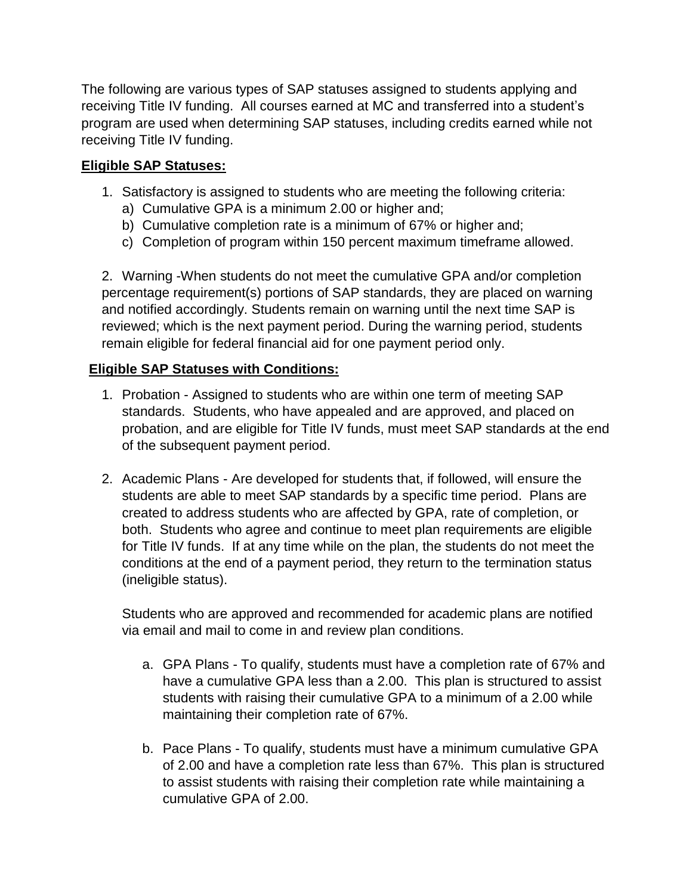The following are various types of SAP statuses assigned to students applying and receiving Title IV funding. All courses earned at MC and transferred into a student's program are used when determining SAP statuses, including credits earned while not receiving Title IV funding.

**Eligible SAP Statuses:**

1. Satisfactory is assigned to students who are meeting the following criteria:
   a) Cumulative GPA is a minimum 2.00 or higher and;
   b) Cumulative completion rate is a minimum of 67% or higher and;
   c) Completion of program within 150 percent maximum timeframe allowed.

2. Warning -When students do not meet the cumulative GPA and/or completion percentage requirement(s) portions of SAP standards, they are placed on warning and notified accordingly. Students remain on warning until the next time SAP is reviewed; which is the next payment period. During the warning period, students remain eligible for federal financial aid for one payment period only.

**Eligible SAP Statuses with Conditions:**

1. Probation - Assigned to students who are within one term of meeting SAP standards. Students, who have appealed and are approved, and placed on probation, and are eligible for Title IV funds, must meet SAP standards at the end of the subsequent payment period.

2. Academic Plans - Are developed for students that, if followed, will ensure the students are able to meet SAP standards by a specific time period. Plans are created to address students who are affected by GPA, rate of completion, or both. Students who agree and continue to meet plan requirements are eligible for Title IV funds. If at any time while on the plan, the students do not meet the conditions at the end of a payment period, they return to the termination status (ineligible status).

   Students who are approved and recommended for academic plans are notified via email and mail to come in and review plan conditions.

   a. GPA Plans - To qualify, students must have a completion rate of 67% and have a cumulative GPA less than a 2.00. This plan is structured to assist students with raising their cumulative GPA to a minimum of a 2.00 while maintaining their completion rate of 67%.

   b. Pace Plans - To qualify, students must have a minimum cumulative GPA of 2.00 and have a completion rate less than 67%. This plan is structured to assist students with raising their completion rate while maintaining a cumulative GPA of 2.00.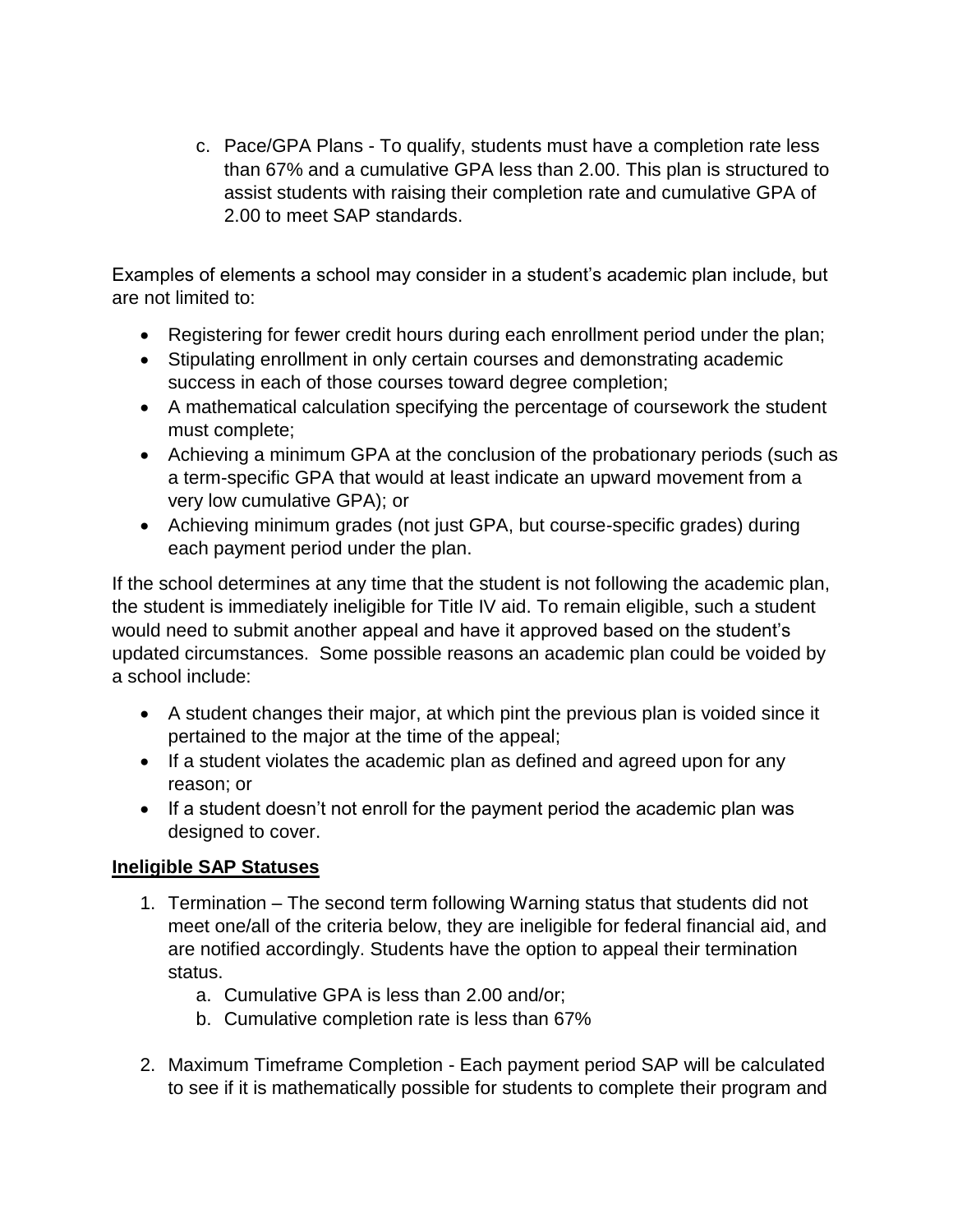c. Pace/GPA Plans - To qualify, students must have a completion rate less than 67% and a cumulative GPA less than 2.00. This plan is structured to assist students with raising their completion rate and cumulative GPA of 2.00 to meet SAP standards.

Examples of elements a school may consider in a student's academic plan include, but are not limited to:

- Registering for fewer credit hours during each enrollment period under the plan;
- Stipulating enrollment in only certain courses and demonstrating academic success in each of those courses toward degree completion;
- A mathematical calculation specifying the percentage of coursework the student must complete;
- Achieving a minimum GPA at the conclusion of the probationary periods (such as a term-specific GPA that would at least indicate an upward movement from a very low cumulative GPA); or
- Achieving minimum grades (not just GPA, but course-specific grades) during each payment period under the plan.

If the school determines at any time that the student is not following the academic plan, the student is immediately ineligible for Title IV aid. To remain eligible, such a student would need to submit another appeal and have it approved based on the student's updated circumstances. Some possible reasons an academic plan could be voided by a school include:

- A student changes their major, at which pint the previous plan is voided since it pertained to the major at the time of the appeal;
- If a student violates the academic plan as defined and agreed upon for any reason; or
- If a student doesn't not enroll for the payment period the academic plan was designed to cover.

## Ineligible SAP Statuses

1. Termination – The second term following Warning status that students did not meet one/all of the criteria below, they are ineligible for federal financial aid, and are notified accordingly. Students have the option to appeal their termination status.
    a. Cumulative GPA is less than 2.00 and/or;
    b. Cumulative completion rate is less than 67%

2. Maximum Timeframe Completion - Each payment period SAP will be calculated to see if it is mathematically possible for students to complete their program and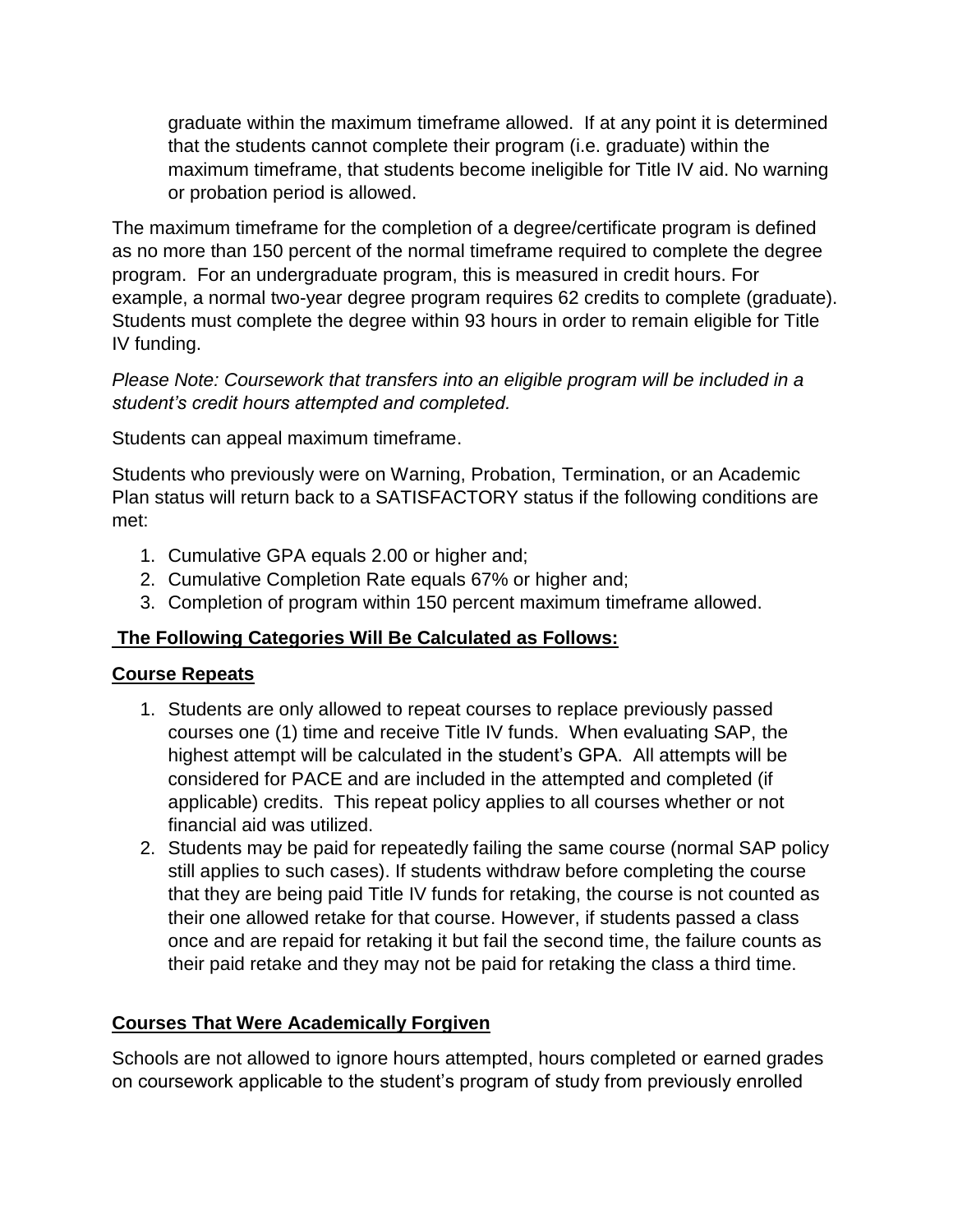graduate within the maximum timeframe allowed. If at any point it is determined that the students cannot complete their program (i.e. graduate) within the maximum timeframe, that students become ineligible for Title IV aid. No warning or probation period is allowed.

The maximum timeframe for the completion of a degree/certificate program is defined as no more than 150 percent of the normal timeframe required to complete the degree program. For an undergraduate program, this is measured in credit hours. For example, a normal two-year degree program requires 62 credits to complete (graduate). Students must complete the degree within 93 hours in order to remain eligible for Title IV funding.

*Please Note: Coursework that transfers into an eligible program will be included in a student's credit hours attempted and completed.*

Students can appeal maximum timeframe.

Students who previously were on Warning, Probation, Termination, or an Academic Plan status will return back to a SATISFACTORY status if the following conditions are met:

1. Cumulative GPA equals 2.00 or higher and;
2. Cumulative Completion Rate equals 67% or higher and;
3. Completion of program within 150 percent maximum timeframe allowed.

**The Following Categories Will Be Calculated as Follows:**

**Course Repeats**

1. Students are only allowed to repeat courses to replace previously passed courses one (1) time and receive Title IV funds. When evaluating SAP, the highest attempt will be calculated in the student's GPA. All attempts will be considered for PACE and are included in the attempted and completed (if applicable) credits. This repeat policy applies to all courses whether or not financial aid was utilized.
2. Students may be paid for repeatedly failing the same course (normal SAP policy still applies to such cases). If students withdraw before completing the course that they are being paid Title IV funds for retaking, the course is not counted as their one allowed retake for that course. However, if students passed a class once and are repaid for retaking it but fail the second time, the failure counts as their paid retake and they may not be paid for retaking the class a third time.

**Courses That Were Academically Forgiven**

Schools are not allowed to ignore hours attempted, hours completed or earned grades on coursework applicable to the student's program of study from previously enrolled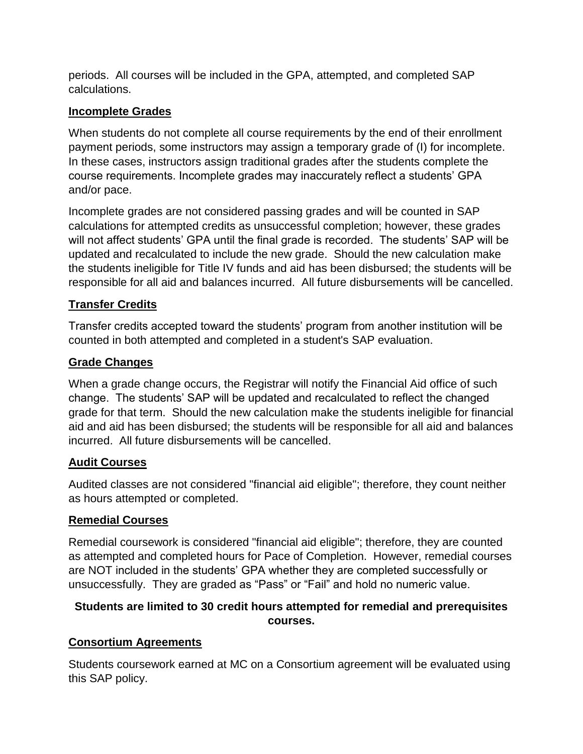periods. All courses will be included in the GPA, attempted, and completed SAP calculations.

## Incomplete Grades

When students do not complete all course requirements by the end of their enrollment payment periods, some instructors may assign a temporary grade of (I) for incomplete. In these cases, instructors assign traditional grades after the students complete the course requirements. Incomplete grades may inaccurately reflect a students' GPA and/or pace.

Incomplete grades are not considered passing grades and will be counted in SAP calculations for attempted credits as unsuccessful completion; however, these grades will not affect students' GPA until the final grade is recorded. The students' SAP will be updated and recalculated to include the new grade. Should the new calculation make the students ineligible for Title IV funds and aid has been disbursed; the students will be responsible for all aid and balances incurred. All future disbursements will be cancelled.

## Transfer Credits

Transfer credits accepted toward the students' program from another institution will be counted in both attempted and completed in a student's SAP evaluation.

## Grade Changes

When a grade change occurs, the Registrar will notify the Financial Aid office of such change. The students' SAP will be updated and recalculated to reflect the changed grade for that term. Should the new calculation make the students ineligible for financial aid and aid has been disbursed; the students will be responsible for all aid and balances incurred. All future disbursements will be cancelled.

## Audit Courses

Audited classes are not considered "financial aid eligible"; therefore, they count neither as hours attempted or completed.

## Remedial Courses

Remedial coursework is considered "financial aid eligible"; therefore, they are counted as attempted and completed hours for Pace of Completion. However, remedial courses are NOT included in the students' GPA whether they are completed successfully or unsuccessfully. They are graded as "Pass" or "Fail" and hold no numeric value.

**Students are limited to 30 credit hours attempted for remedial and prerequisites courses.**

## Consortium Agreements

Students coursework earned at MC on a Consortium agreement will be evaluated using this SAP policy.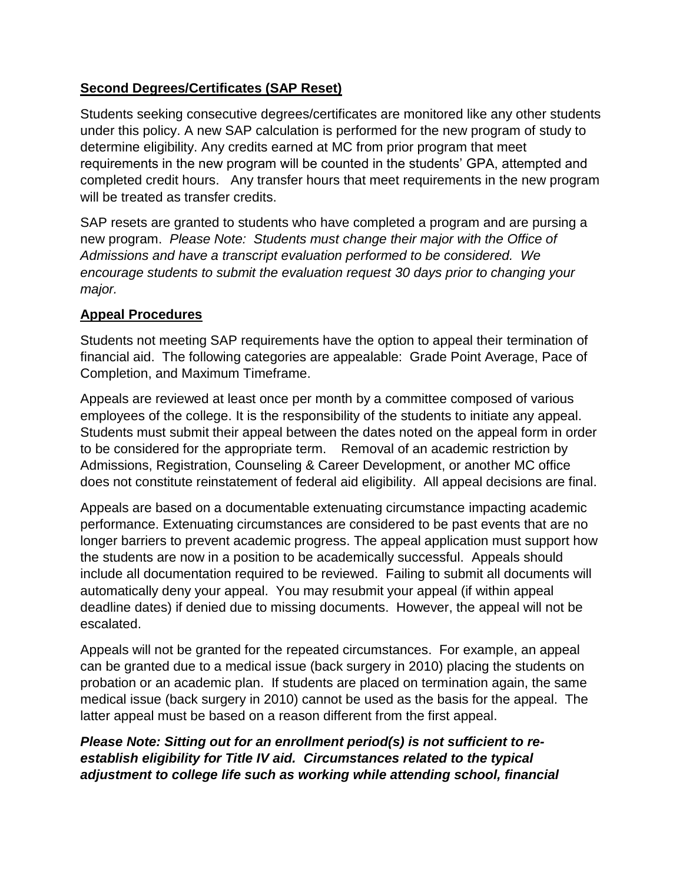**Second Degrees/Certificates (SAP Reset)**

Students seeking consecutive degrees/certificates are monitored like any other students under this policy. A new SAP calculation is performed for the new program of study to determine eligibility. Any credits earned at MC from prior program that meet requirements in the new program will be counted in the students' GPA, attempted and completed credit hours. Any transfer hours that meet requirements in the new program will be treated as transfer credits.

SAP resets are granted to students who have completed a program and are pursing a new program. *Please Note: Students must change their major with the Office of Admissions and have a transcript evaluation performed to be considered. We encourage students to submit the evaluation request 30 days prior to changing your major.*

**Appeal Procedures**

Students not meeting SAP requirements have the option to appeal their termination of financial aid. The following categories are appealable: Grade Point Average, Pace of Completion, and Maximum Timeframe.

Appeals are reviewed at least once per month by a committee composed of various employees of the college. It is the responsibility of the students to initiate any appeal. Students must submit their appeal between the dates noted on the appeal form in order to be considered for the appropriate term. Removal of an academic restriction by Admissions, Registration, Counseling & Career Development, or another MC office does not constitute reinstatement of federal aid eligibility. All appeal decisions are final.

Appeals are based on a documentable extenuating circumstance impacting academic performance. Extenuating circumstances are considered to be past events that are no longer barriers to prevent academic progress. The appeal application must support how the students are now in a position to be academically successful. Appeals should include all documentation required to be reviewed. Failing to submit all documents will automatically deny your appeal. You may resubmit your appeal (if within appeal deadline dates) if denied due to missing documents. However, the appeal will not be escalated.

Appeals will not be granted for the repeated circumstances. For example, an appeal can be granted due to a medical issue (back surgery in 2010) placing the students on probation or an academic plan. If students are placed on termination again, the same medical issue (back surgery in 2010) cannot be used as the basis for the appeal. The latter appeal must be based on a reason different from the first appeal.

***Please Note: Sitting out for an enrollment period(s) is not sufficient to re-establish eligibility for Title IV aid. Circumstances related to the typical adjustment to college life such as working while attending school, financial***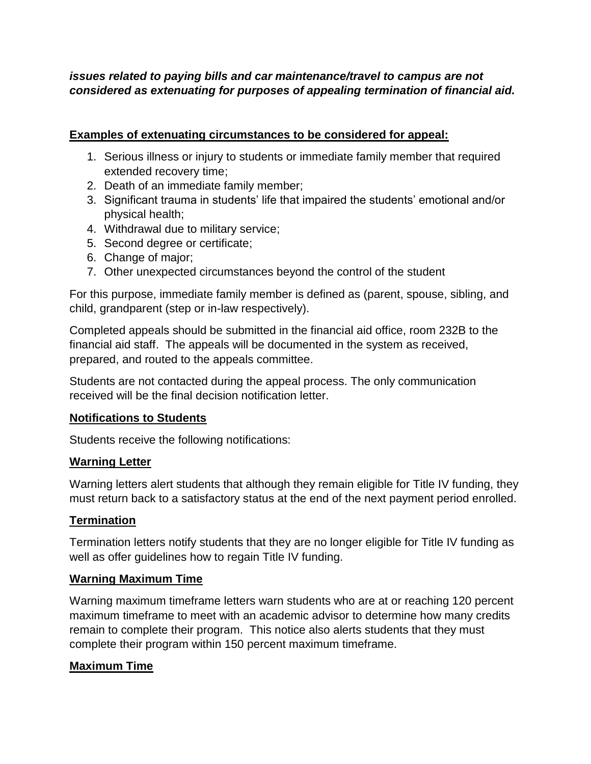***issues related to paying bills and car maintenance/travel to campus are not considered as extenuating for purposes of appealing termination of financial aid.***

**Examples of extenuating circumstances to be considered for appeal:**

1. Serious illness or injury to students or immediate family member that required extended recovery time;
2. Death of an immediate family member;
3. Significant trauma in students' life that impaired the students' emotional and/or physical health;
4. Withdrawal due to military service;
5. Second degree or certificate;
6. Change of major;
7. Other unexpected circumstances beyond the control of the student

For this purpose, immediate family member is defined as (parent, spouse, sibling, and child, grandparent (step or in-law respectively).

Completed appeals should be submitted in the financial aid office, room 232B to the financial aid staff. The appeals will be documented in the system as received, prepared, and routed to the appeals committee.

Students are not contacted during the appeal process. The only communication received will be the final decision notification letter.

**Notifications to Students**

Students receive the following notifications:

**Warning Letter**

Warning letters alert students that although they remain eligible for Title IV funding, they must return back to a satisfactory status at the end of the next payment period enrolled.

**Termination**

Termination letters notify students that they are no longer eligible for Title IV funding as well as offer guidelines how to regain Title IV funding.

**Warning Maximum Time**

Warning maximum timeframe letters warn students who are at or reaching 120 percent maximum timeframe to meet with an academic advisor to determine how many credits remain to complete their program. This notice also alerts students that they must complete their program within 150 percent maximum timeframe.

**Maximum Time**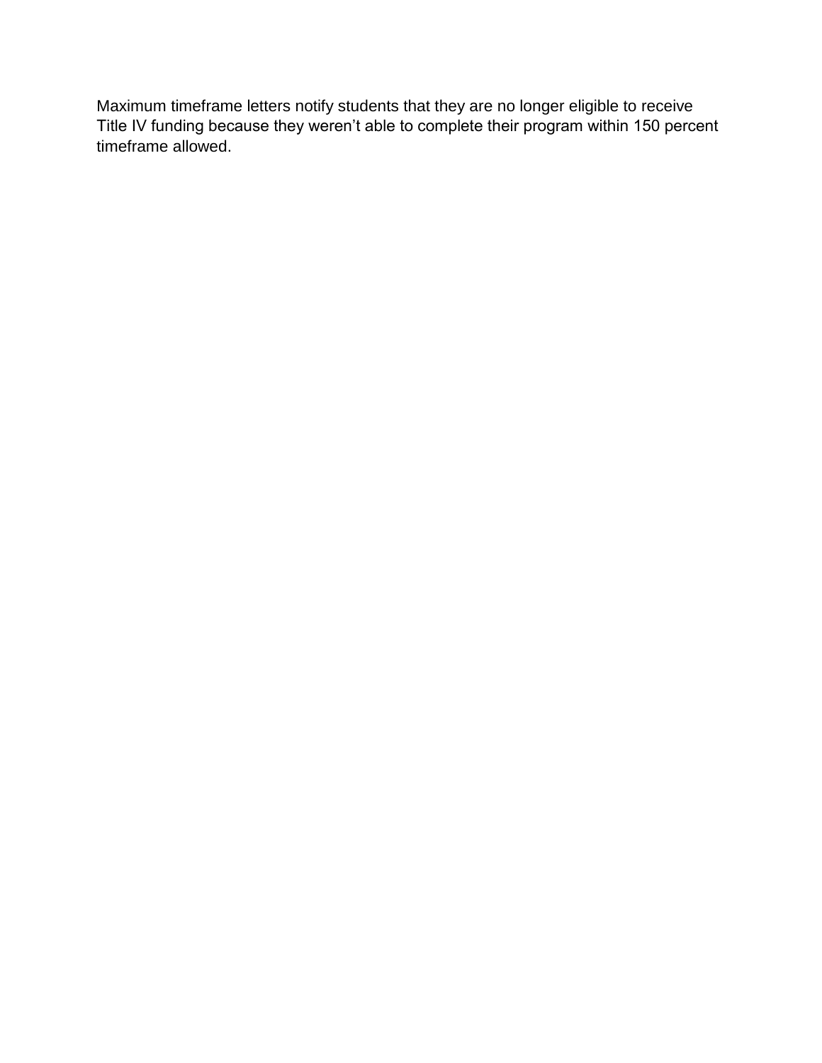Maximum timeframe letters notify students that they are no longer eligible to receive Title IV funding because they weren’t able to complete their program within 150 percent timeframe allowed.